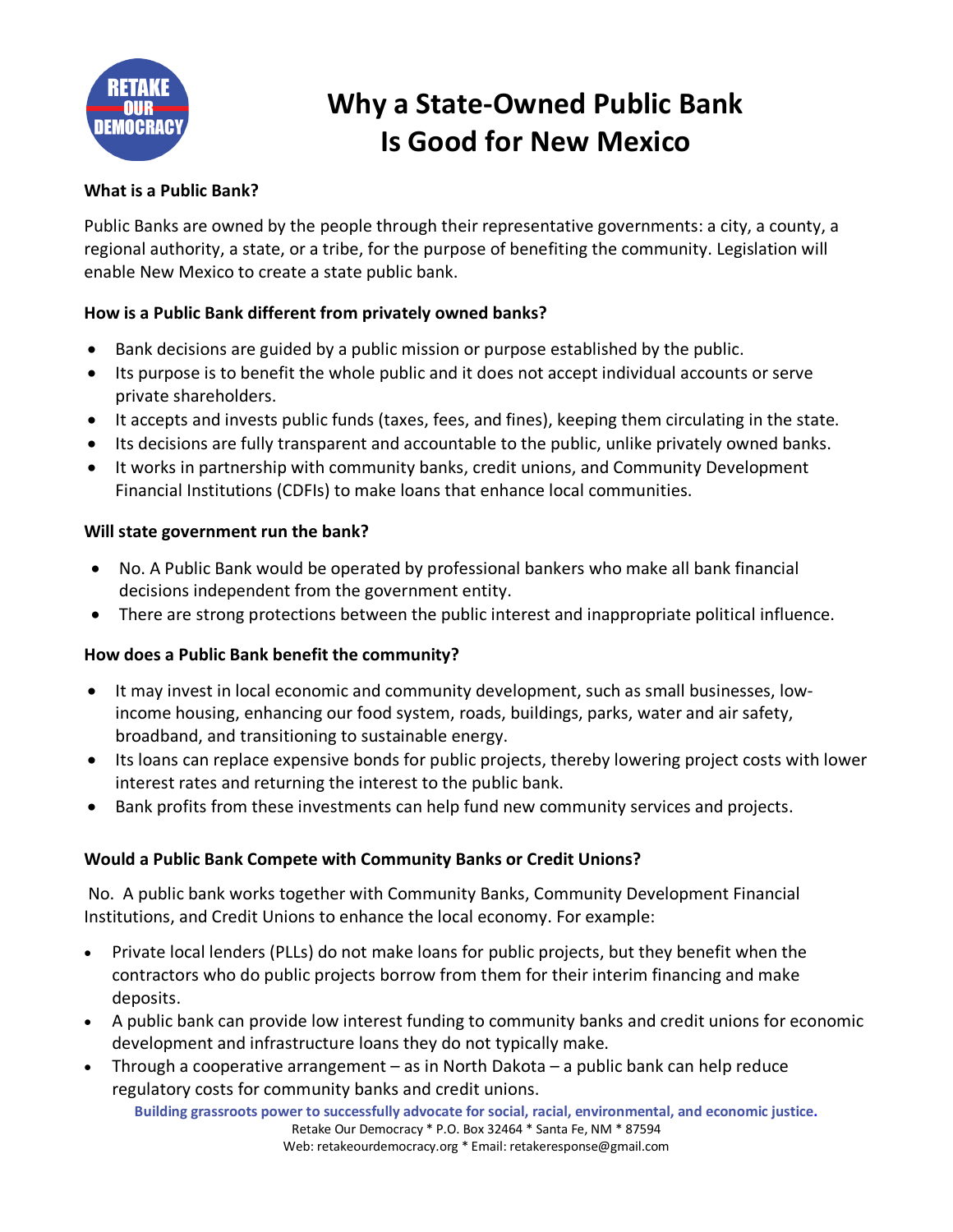# Why a State-Owned Public Bank Is Good for New Mexico

### What is a Public Bank?

Public Banks are owned by the people through their representative governments: a city, a county, a regional authority, a state, or a tribe, for the purpose of benefiting the community. Legislation will enable New Mexico to create a state public bank.

### How is a Public Bank different from privately owned banks?

- Bank decisions are guided by a public mission or purpose established by the public.
- Its purpose is to benefit the whole public and it does not accept individual accounts or serve private shareholders.
- It accepts and invests public funds (taxes, fees, and fines), keeping them circulating in the state.
- Its decisions are fully transparent and accountable to the public, unlike privately owned banks.
- It works in partnership with community banks, credit unions, and Community Development Financial Institutions (CDFIs) to make loans that enhance local communities.

### Will state government run the bank?

- No. A Public Bank would be operated by professional bankers who make all bank financial decisions independent from the government entity.
- There are strong protections between the public interest and inappropriate political influence.

### How does a Public Bank benefit the community?

- It may invest in local economic and community development, such as small businesses, low-income housing, enhancing our food system, roads, buildings, parks, water and air safety, broadband, and transitioning to sustainable energy.
- Its loans can replace expensive bonds for public projects, thereby lowering project costs with lower interest rates and returning the interest to the public bank.
- Bank profits from these investments can help fund new community services and projects.

### Would a Public Bank Compete with Community Banks or Credit Unions?

No. A public bank works together with Community Banks, Community Development Financial Institutions, and Credit Unions to enhance the local economy. For example:

- Private local lenders (PLLs) do not make loans for public projects, but they benefit when the contractors who do public projects borrow from them for their interim financing and make deposits.
- A public bank can provide low interest funding to community banks and credit unions for economic development and infrastructure loans they do not typically make.
- Through a cooperative arrangement – as in North Dakota – a public bank can help reduce regulatory costs for community banks and credit unions.

**Building grassroots power to successfully advocate for social, racial, environmental, and economic justice.**
Retake Our Democracy * P.O. Box 32464 * Santa Fe, NM * 87594
Web: retakeourdemocracy.org * Email: retakeresponse@gmail.com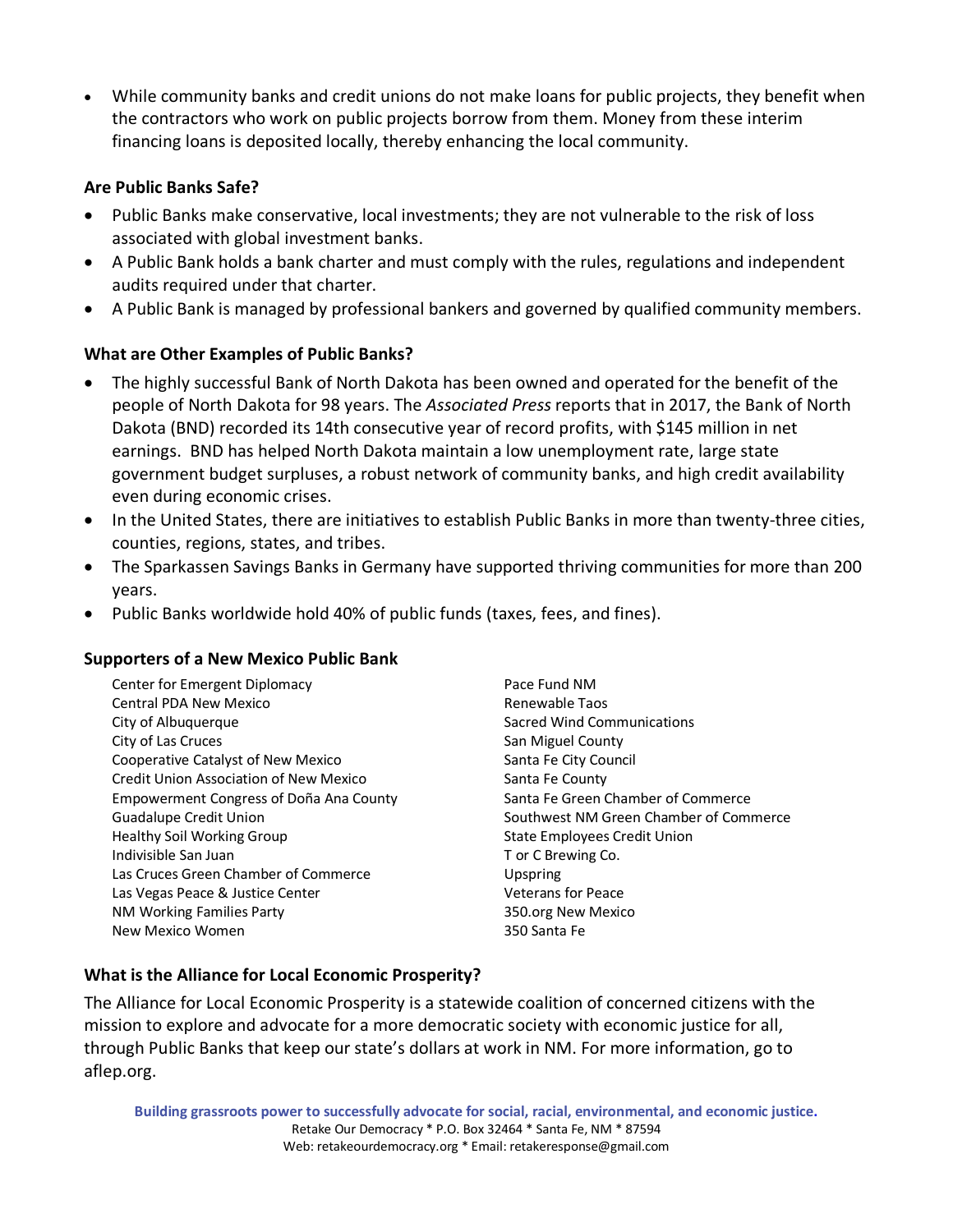- While community banks and credit unions do not make loans for public projects, they benefit when the contractors who work on public projects borrow from them. Money from these interim financing loans is deposited locally, thereby enhancing the local community.

**Are Public Banks Safe?**

- Public Banks make conservative, local investments; they are not vulnerable to the risk of loss associated with global investment banks.
- A Public Bank holds a bank charter and must comply with the rules, regulations and independent audits required under that charter.
- A Public Bank is managed by professional bankers and governed by qualified community members.

**What are Other Examples of Public Banks?**

- The highly successful Bank of North Dakota has been owned and operated for the benefit of the people of North Dakota for 98 years. The *Associated Press* reports that in 2017, the Bank of North Dakota (BND) recorded its 14th consecutive year of record profits, with $145 million in net earnings. BND has helped North Dakota maintain a low unemployment rate, large state government budget surpluses, a robust network of community banks, and high credit availability even during economic crises.
- In the United States, there are initiatives to establish Public Banks in more than twenty-three cities, counties, regions, states, and tribes.
- The Sparkassen Savings Banks in Germany have supported thriving communities for more than 200 years.
- Public Banks worldwide hold 40% of public funds (taxes, fees, and fines).

**Supporters of a New Mexico Public Bank**

Center for Emergent Diplomacy
Central PDA New Mexico
City of Albuquerque
City of Las Cruces
Cooperative Catalyst of New Mexico
Credit Union Association of New Mexico
Empowerment Congress of Doña Ana County
Guadalupe Credit Union
Healthy Soil Working Group
Indivisible San Juan
Las Cruces Green Chamber of Commerce
Las Vegas Peace & Justice Center
NM Working Families Party
New Mexico Women
Pace Fund NM
Renewable Taos
Sacred Wind Communications
San Miguel County
Santa Fe City Council
Santa Fe County
Santa Fe Green Chamber of Commerce
Southwest NM Green Chamber of Commerce
State Employees Credit Union
T or C Brewing Co.
Upspring
Veterans for Peace
350.org New Mexico
350 Santa Fe

**What is the Alliance for Local Economic Prosperity?**

The Alliance for Local Economic Prosperity is a statewide coalition of concerned citizens with the mission to explore and advocate for a more democratic society with economic justice for all, through Public Banks that keep our state's dollars at work in NM. For more information, go to aflep.org.

**Building grassroots power to successfully advocate for social, racial, environmental, and economic justice.**
Retake Our Democracy * P.O. Box 32464 * Santa Fe, NM * 87594
Web: retakeourdemocracy.org * Email: retakeresponse@gmail.com